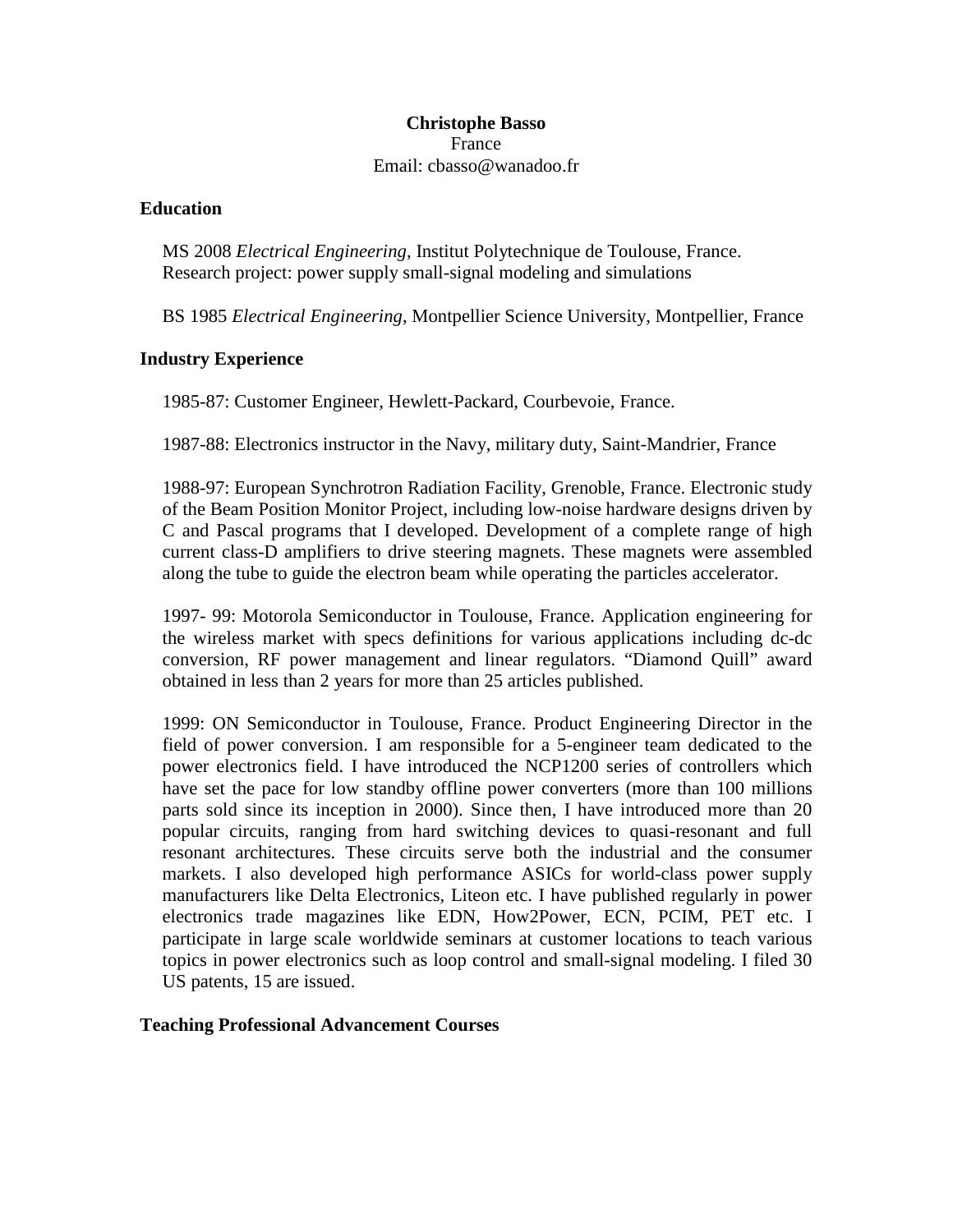**Christophe Basso**
France
Email: cbasso@wanadoo.fr

## Education

MS 2008 *Electrical Engineering*, Institut Polytechnique de Toulouse, France.
Research project: power supply small-signal modeling and simulations

BS 1985 *Electrical Engineering*, Montpellier Science University, Montpellier, France

## Industry Experience

1985-87: Customer Engineer, Hewlett-Packard, Courbevoie, France.

1987-88: Electronics instructor in the Navy, military duty, Saint-Mandrier, France

1988-97: European Synchrotron Radiation Facility, Grenoble, France. Electronic study of the Beam Position Monitor Project, including low-noise hardware designs driven by C and Pascal programs that I developed. Development of a complete range of high current class-D amplifiers to drive steering magnets. These magnets were assembled along the tube to guide the electron beam while operating the particles accelerator.

1997- 99: Motorola Semiconductor in Toulouse, France. Application engineering for the wireless market with specs definitions for various applications including dc-dc conversion, RF power management and linear regulators. “Diamond Quill” award obtained in less than 2 years for more than 25 articles published.

1999: ON Semiconductor in Toulouse, France. Product Engineering Director in the field of power conversion. I am responsible for a 5-engineer team dedicated to the power electronics field. I have introduced the NCP1200 series of controllers which have set the pace for low standby offline power converters (more than 100 millions parts sold since its inception in 2000). Since then, I have introduced more than 20 popular circuits, ranging from hard switching devices to quasi-resonant and full resonant architectures. These circuits serve both the industrial and the consumer markets. I also developed high performance ASICs for world-class power supply manufacturers like Delta Electronics, Liteon etc. I have published regularly in power electronics trade magazines like EDN, How2Power, ECN, PCIM, PET etc. I participate in large scale worldwide seminars at customer locations to teach various topics in power electronics such as loop control and small-signal modeling. I filed 30 US patents, 15 are issued.

## Teaching Professional Advancement Courses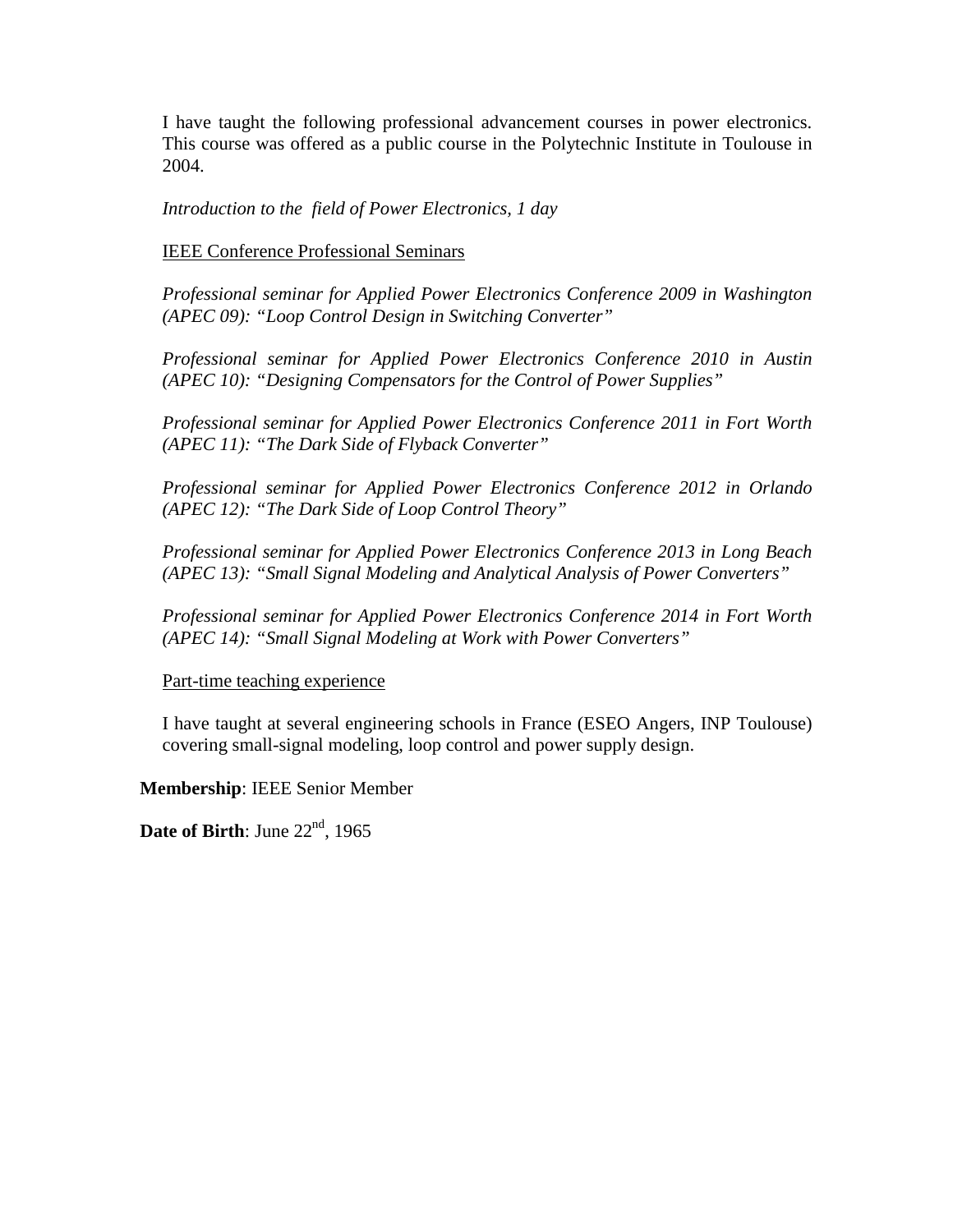I have taught the following professional advancement courses in power electronics. This course was offered as a public course in the Polytechnic Institute in Toulouse in 2004.

*Introduction to the field of Power Electronics, 1 day*

<u>IEEE Conference Professional Seminars</u>

*Professional seminar for Applied Power Electronics Conference 2009 in Washington (APEC 09): "Loop Control Design in Switching Converter"*

*Professional seminar for Applied Power Electronics Conference 2010 in Austin (APEC 10): "Designing Compensators for the Control of Power Supplies"*

*Professional seminar for Applied Power Electronics Conference 2011 in Fort Worth (APEC 11): "The Dark Side of Flyback Converter"*

*Professional seminar for Applied Power Electronics Conference 2012 in Orlando (APEC 12): "The Dark Side of Loop Control Theory"*

*Professional seminar for Applied Power Electronics Conference 2013 in Long Beach (APEC 13): "Small Signal Modeling and Analytical Analysis of Power Converters"*

*Professional seminar for Applied Power Electronics Conference 2014 in Fort Worth (APEC 14): "Small Signal Modeling at Work with Power Converters"*

<u>Part-time teaching experience</u>

I have taught at several engineering schools in France (ESEO Angers, INP Toulouse) covering small-signal modeling, loop control and power supply design.

**Membership**: IEEE Senior Member

**Date of Birth**: June 22nd, 1965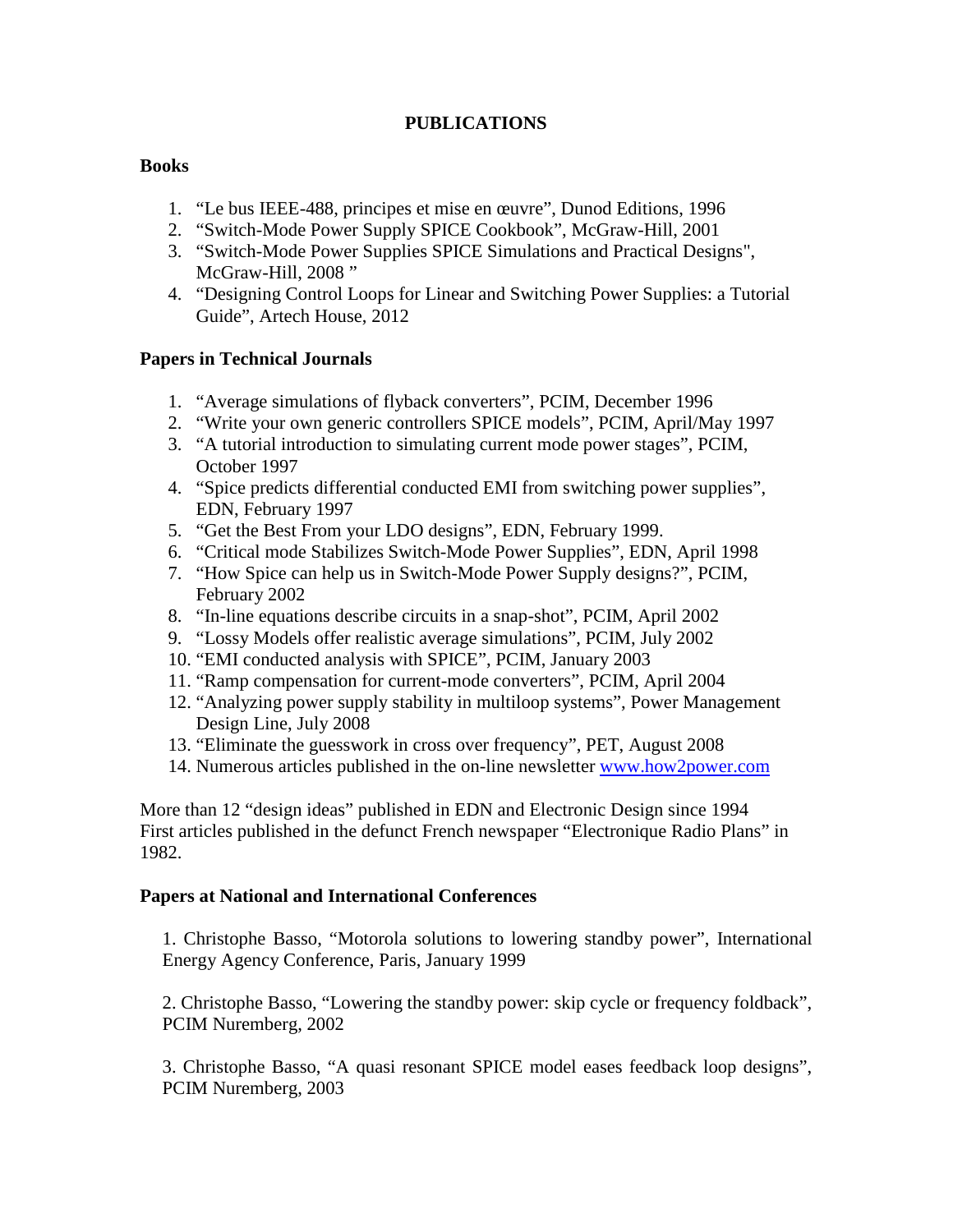# PUBLICATIONS

## Books

1. "Le bus IEEE-488, principes et mise en œuvre", Dunod Editions, 1996
2. "Switch-Mode Power Supply SPICE Cookbook", McGraw-Hill, 2001
3. "Switch-Mode Power Supplies SPICE Simulations and Practical Designs", McGraw-Hill, 2008 "
4. "Designing Control Loops for Linear and Switching Power Supplies: a Tutorial Guide", Artech House, 2012

## Papers in Technical Journals

1. "Average simulations of flyback converters", PCIM, December 1996
2. "Write your own generic controllers SPICE models", PCIM, April/May 1997
3. "A tutorial introduction to simulating current mode power stages", PCIM, October 1997
4. "Spice predicts differential conducted EMI from switching power supplies", EDN, February 1997
5. "Get the Best From your LDO designs", EDN, February 1999.
6. "Critical mode Stabilizes Switch-Mode Power Supplies", EDN, April 1998
7. "How Spice can help us in Switch-Mode Power Supply designs?", PCIM, February 2002
8. "In-line equations describe circuits in a snap-shot", PCIM, April 2002
9. "Lossy Models offer realistic average simulations", PCIM, July 2002
10. "EMI conducted analysis with SPICE", PCIM, January 2003
11. "Ramp compensation for current-mode converters", PCIM, April 2004
12. "Analyzing power supply stability in multiloop systems", Power Management Design Line, July 2008
13. "Eliminate the guesswork in cross over frequency", PET, August 2008
14. Numerous articles published in the on-line newsletter www.how2power.com

More than 12 "design ideas" published in EDN and Electronic Design since 1994
First articles published in the defunct French newspaper "Electronique Radio Plans" in 1982.

## Papers at National and International Conferences

1. Christophe Basso, "Motorola solutions to lowering standby power", International Energy Agency Conference, Paris, January 1999

2. Christophe Basso, "Lowering the standby power: skip cycle or frequency foldback", PCIM Nuremberg, 2002

3. Christophe Basso, "A quasi resonant SPICE model eases feedback loop designs", PCIM Nuremberg, 2003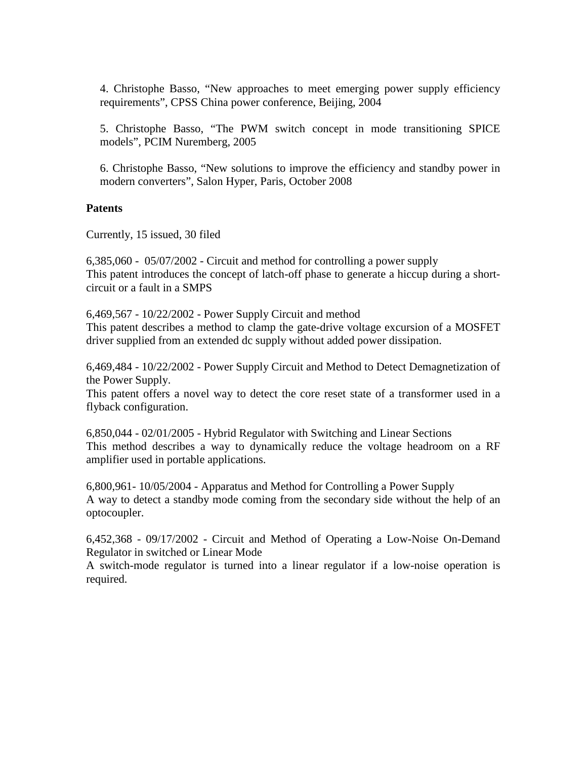4. Christophe Basso, “New approaches to meet emerging power supply efficiency requirements”, CPSS China power conference, Beijing, 2004

5. Christophe Basso, “The PWM switch concept in mode transitioning SPICE models”, PCIM Nuremberg, 2005

6. Christophe Basso, “New solutions to improve the efficiency and standby power in modern converters”, Salon Hyper, Paris, October 2008

**Patents**

Currently, 15 issued, 30 filed

6,385,060 - 05/07/2002 - Circuit and method for controlling a power supply
This patent introduces the concept of latch-off phase to generate a hiccup during a short-circuit or a fault in a SMPS

6,469,567 - 10/22/2002 - Power Supply Circuit and method
This patent describes a method to clamp the gate-drive voltage excursion of a MOSFET driver supplied from an extended dc supply without added power dissipation.

6,469,484 - 10/22/2002 - Power Supply Circuit and Method to Detect Demagnetization of the Power Supply.
This patent offers a novel way to detect the core reset state of a transformer used in a flyback configuration.

6,850,044 - 02/01/2005 - Hybrid Regulator with Switching and Linear Sections
This method describes a way to dynamically reduce the voltage headroom on a RF amplifier used in portable applications.

6,800,961- 10/05/2004 - Apparatus and Method for Controlling a Power Supply
A way to detect a standby mode coming from the secondary side without the help of an optocoupler.

6,452,368 - 09/17/2002 - Circuit and Method of Operating a Low-Noise On-Demand Regulator in switched or Linear Mode
A switch-mode regulator is turned into a linear regulator if a low-noise operation is required.